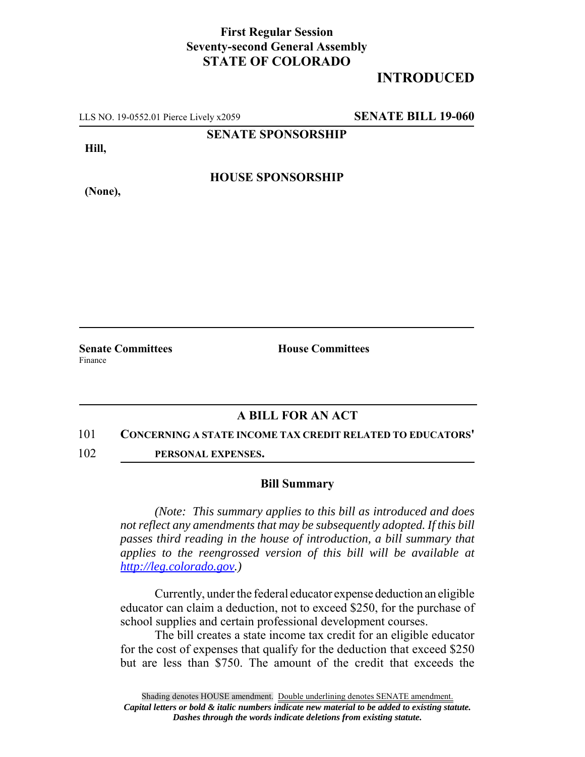**First Regular Session**
**Seventy-second General Assembly**
**STATE OF COLORADO**

# INTRODUCED

LLS NO. 19-0552.01 Pierce Lively x2059 **SENATE BILL 19-060**

**SENATE SPONSORSHIP**

**Hill,**

**HOUSE SPONSORSHIP**

**(None),**

**Senate Committees**
Finance

**House Committees**

## A BILL FOR AN ACT

101 **CONCERNING A STATE INCOME TAX CREDIT RELATED TO EDUCATORS'**
102 **PERSONAL EXPENSES.**

### Bill Summary

*(Note: This summary applies to this bill as introduced and does not reflect any amendments that may be subsequently adopted. If this bill passes third reading in the house of introduction, a bill summary that applies to the reengrossed version of this bill will be available at http://leg.colorado.gov.)*

Currently, under the federal educator expense deduction an eligible educator can claim a deduction, not to exceed $250, for the purchase of school supplies and certain professional development courses.

The bill creates a state income tax credit for an eligible educator for the cost of expenses that qualify for the deduction that exceed $250 but are less than $750. The amount of the credit that exceeds the

Shading denotes HOUSE amendment. Double underlining denotes SENATE amendment.
*Capital letters or bold & italic numbers indicate new material to be added to existing statute.*
*Dashes through the words indicate deletions from existing statute.*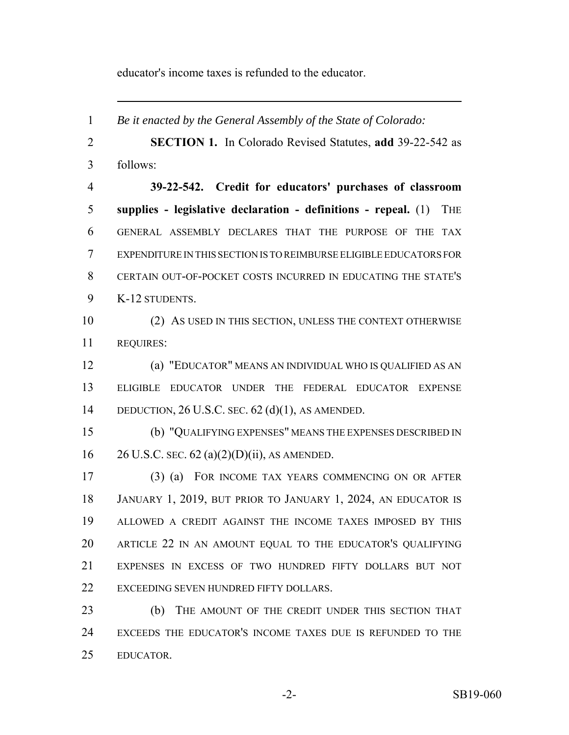educator's income taxes is refunded to the educator.

---

*Be it enacted by the General Assembly of the State of Colorado:*

**SECTION 1.** In Colorado Revised Statutes, **add** 39-22-542 as follows:

**39-22-542. Credit for educators' purchases of classroom supplies - legislative declaration - definitions - repeal.** (1) THE GENERAL ASSEMBLY DECLARES THAT THE PURPOSE OF THE TAX EXPENDITURE IN THIS SECTION IS TO REIMBURSE ELIGIBLE EDUCATORS FOR CERTAIN OUT-OF-POCKET COSTS INCURRED IN EDUCATING THE STATE'S K-12 STUDENTS.

(2) AS USED IN THIS SECTION, UNLESS THE CONTEXT OTHERWISE REQUIRES:

(a) "EDUCATOR" MEANS AN INDIVIDUAL WHO IS QUALIFIED AS AN ELIGIBLE EDUCATOR UNDER THE FEDERAL EDUCATOR EXPENSE DEDUCTION, 26 U.S.C. SEC. 62 (d)(1), AS AMENDED.

(b) "QUALIFYING EXPENSES" MEANS THE EXPENSES DESCRIBED IN 26 U.S.C. SEC. 62 (a)(2)(D)(ii), AS AMENDED.

(3) (a) FOR INCOME TAX YEARS COMMENCING ON OR AFTER JANUARY 1, 2019, BUT PRIOR TO JANUARY 1, 2024, AN EDUCATOR IS ALLOWED A CREDIT AGAINST THE INCOME TAXES IMPOSED BY THIS ARTICLE 22 IN AN AMOUNT EQUAL TO THE EDUCATOR'S QUALIFYING EXPENSES IN EXCESS OF TWO HUNDRED FIFTY DOLLARS BUT NOT EXCEEDING SEVEN HUNDRED FIFTY DOLLARS.

(b) THE AMOUNT OF THE CREDIT UNDER THIS SECTION THAT EXCEEDS THE EDUCATOR'S INCOME TAXES DUE IS REFUNDED TO THE EDUCATOR.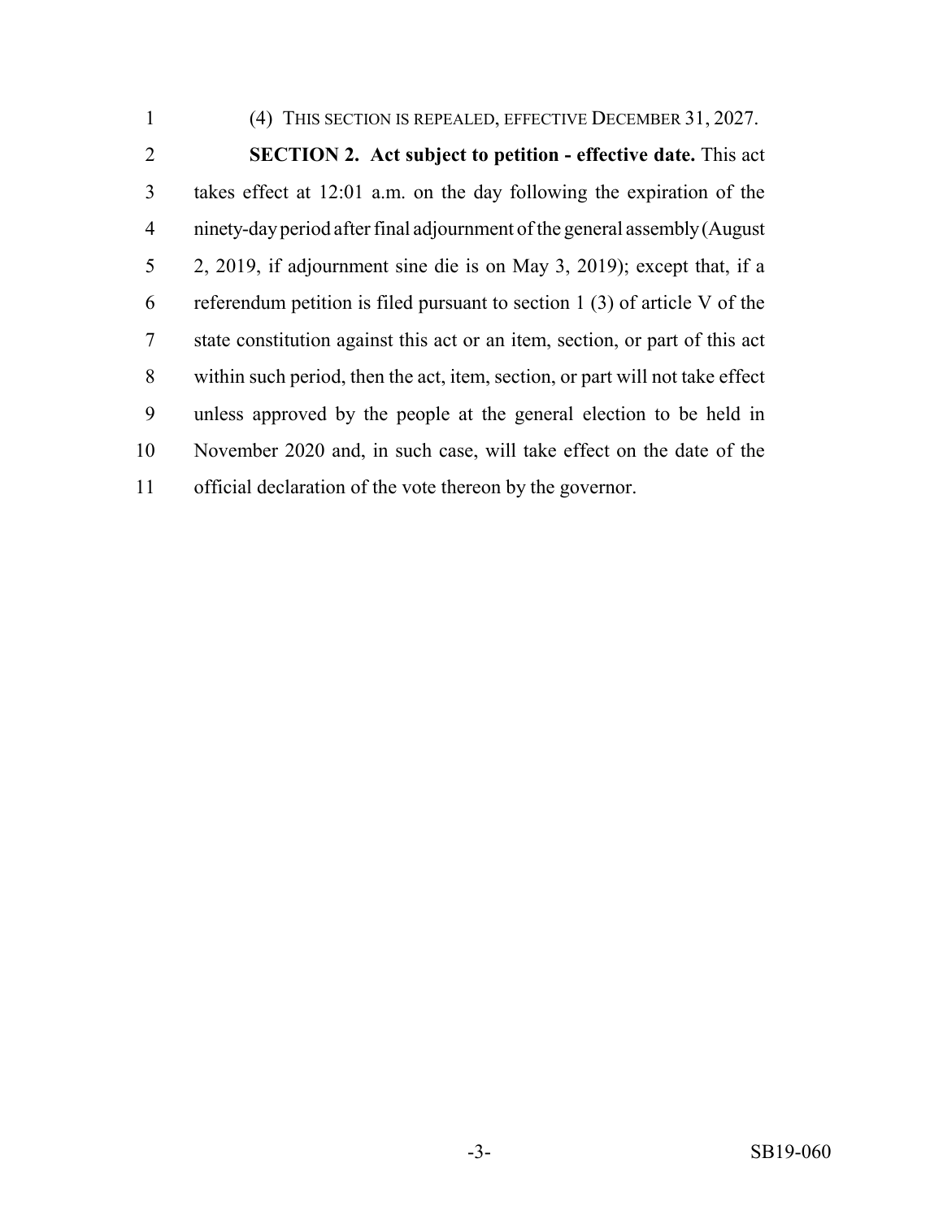(4) THIS SECTION IS REPEALED, EFFECTIVE DECEMBER 31, 2027.

**SECTION 2. Act subject to petition - effective date.** This act takes effect at 12:01 a.m. on the day following the expiration of the ninety-day period after final adjournment of the general assembly (August 2, 2019, if adjournment sine die is on May 3, 2019); except that, if a referendum petition is filed pursuant to section 1 (3) of article V of the state constitution against this act or an item, section, or part of this act within such period, then the act, item, section, or part will not take effect unless approved by the people at the general election to be held in November 2020 and, in such case, will take effect on the date of the official declaration of the vote thereon by the governor.